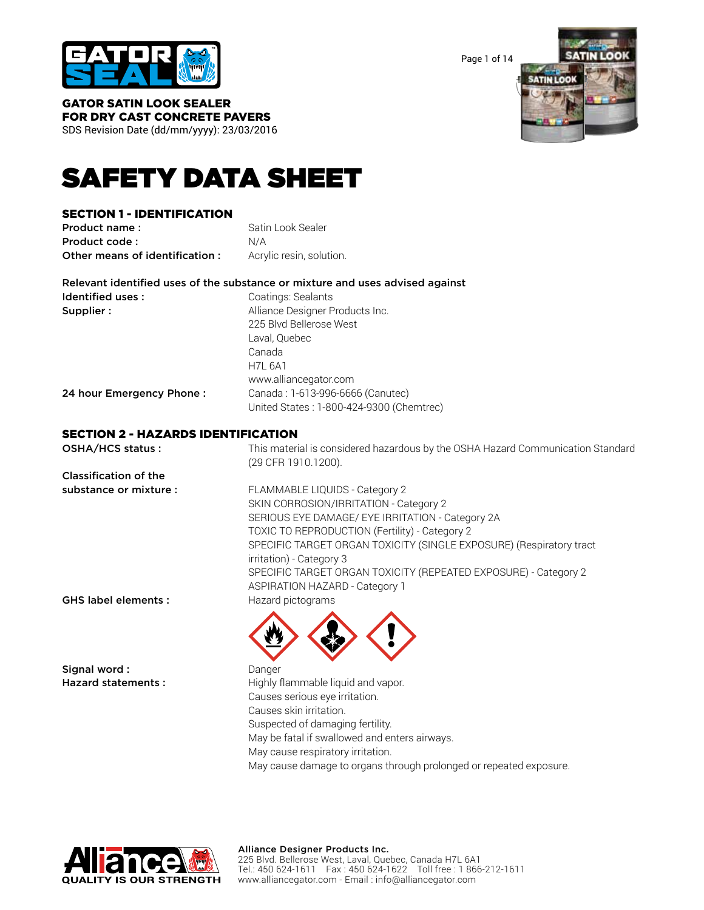**GATOR SATIN LOOK SEALER**
**FOR DRY CAST CONCRETE PAVERS**
SDS Revision Date (dd/mm/yyyy): 23/03/2016

# SAFETY DATA SHEET

## SECTION 1 - IDENTIFICATION

| | |
|---|---|
| **Product name :** | Satin Look Sealer |
| **Product code :** | N/A |
| **Other means of identification :** | Acrylic resin, solution. |

**Relevant identified uses of the substance or mixture and uses advised against**

| | |
|---|---|
| **Identified uses :** | Coatings: Sealants |
| **Supplier :** | Alliance Designer Products Inc.<br>225 Blvd Bellerose West<br>Laval, Quebec<br>Canada<br>H7L 6A1<br>www.alliancegator.com |
| **24 hour Emergency Phone :** | Canada : 1-613-996-6666 (Canutec)<br>United States : 1-800-424-9300 (Chemtrec) |

## SECTION 2 - HAZARDS IDENTIFICATION

| | |
|---|---|
| **OSHA/HCS status :** | This material is considered hazardous by the OSHA Hazard Communication Standard (29 CFR 1910.1200). |
| **Classification of the substance or mixture :** | FLAMMABLE LIQUIDS - Category 2<br>SKIN CORROSION/IRRITATION - Category 2<br>SERIOUS EYE DAMAGE/ EYE IRRITATION - Category 2A<br>TOXIC TO REPRODUCTION (Fertility) - Category 2<br>SPECIFIC TARGET ORGAN TOXICITY (SINGLE EXPOSURE) (Respiratory tract irritation) - Category 3<br>SPECIFIC TARGET ORGAN TOXICITY (REPEATED EXPOSURE) - Category 2<br>ASPIRATION HAZARD - Category 1 |
| **GHS label elements :** | Hazard pictograms |
| **Signal word :** | Danger |
| **Hazard statements :** | Highly flammable liquid and vapor.<br>Causes serious eye irritation.<br>Causes skin irritation.<br>Suspected of damaging fertility.<br>May be fatal if swallowed and enters airways.<br>May cause respiratory irritation.<br>May cause damage to organs through prolonged or repeated exposure. |

**Alliance Designer Products Inc.**
225 Blvd. Bellerose West, Laval, Quebec, Canada H7L 6A1
Tel.: 450 624-1611 Fax : 450 624-1622 Toll free : 1 866-212-1611
www.alliancegator.com - Email : info@alliancegator.com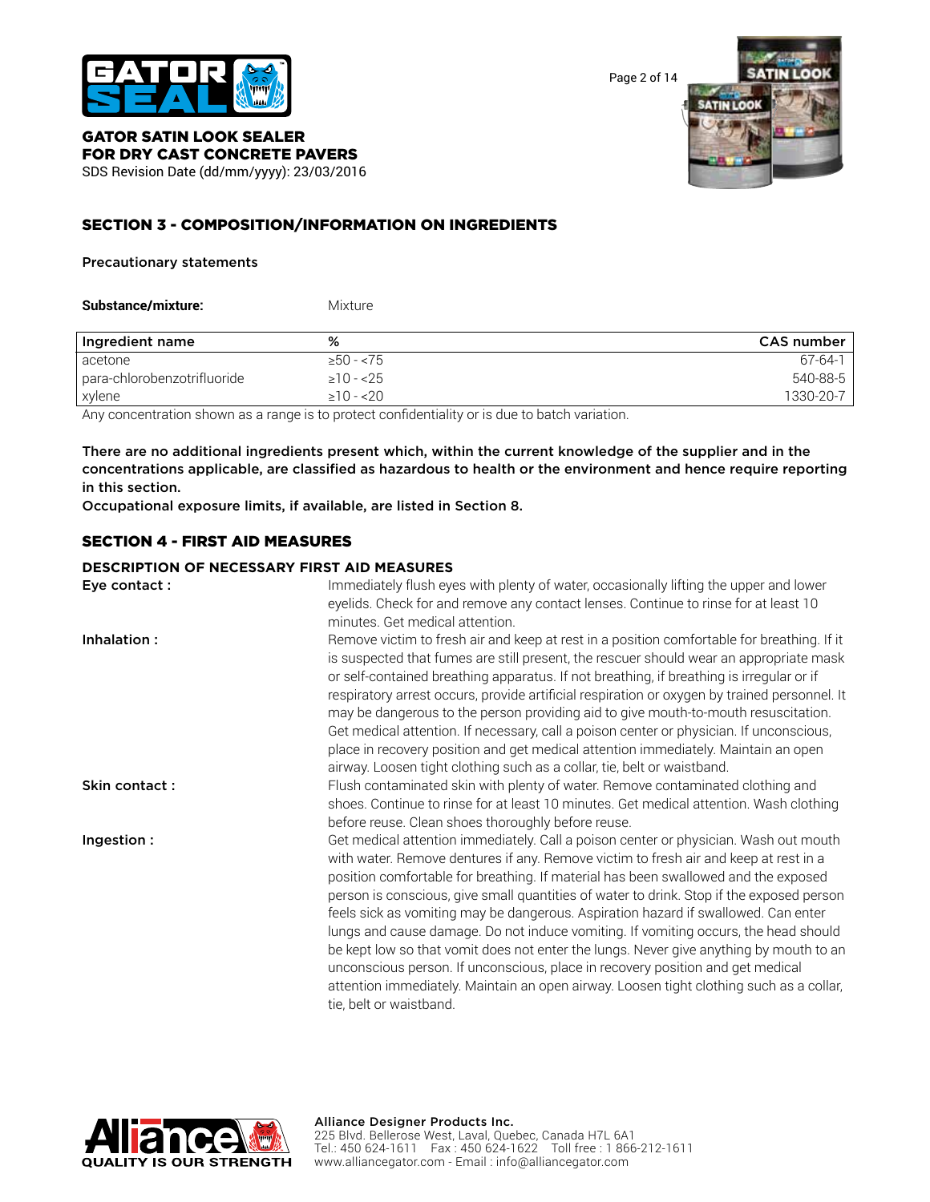**GATOR SATIN LOOK SEALER**
**FOR DRY CAST CONCRETE PAVERS**
SDS Revision Date (dd/mm/yyyy): 23/03/2016

## SECTION 3 - COMPOSITION/INFORMATION ON INGREDIENTS

**Precautionary statements**

**Substance/mixture:** Mixture

| Ingredient name | % | CAS number |
|---|---|---|
| acetone | ≥50 - <75 | 67-64-1 |
| para-chlorobenzotrifluoride | ≥10 - <25 | 540-88-5 |
| xylene | ≥10 - <20 | 1330-20-7 |

Any concentration shown as a range is to protect confidentiality or is due to batch variation.

**There are no additional ingredients present which, within the current knowledge of the supplier and in the concentrations applicable, are classified as hazardous to health or the environment and hence require reporting in this section.**
**Occupational exposure limits, if available, are listed in Section 8.**

## SECTION 4 - FIRST AID MEASURES

### DESCRIPTION OF NECESSARY FIRST AID MEASURES

**Eye contact :** Immediately flush eyes with plenty of water, occasionally lifting the upper and lower eyelids. Check for and remove any contact lenses. Continue to rinse for at least 10 minutes. Get medical attention.

**Inhalation :** Remove victim to fresh air and keep at rest in a position comfortable for breathing. If it is suspected that fumes are still present, the rescuer should wear an appropriate mask or self-contained breathing apparatus. If not breathing, if breathing is irregular or if respiratory arrest occurs, provide artificial respiration or oxygen by trained personnel. It may be dangerous to the person providing aid to give mouth-to-mouth resuscitation. Get medical attention. If necessary, call a poison center or physician. If unconscious, place in recovery position and get medical attention immediately. Maintain an open airway. Loosen tight clothing such as a collar, tie, belt or waistband.

**Skin contact :** Flush contaminated skin with plenty of water. Remove contaminated clothing and shoes. Continue to rinse for at least 10 minutes. Get medical attention. Wash clothing before reuse. Clean shoes thoroughly before reuse.

**Ingestion :** Get medical attention immediately. Call a poison center or physician. Wash out mouth with water. Remove dentures if any. Remove victim to fresh air and keep at rest in a position comfortable for breathing. If material has been swallowed and the exposed person is conscious, give small quantities of water to drink. Stop if the exposed person feels sick as vomiting may be dangerous. Aspiration hazard if swallowed. Can enter lungs and cause damage. Do not induce vomiting. If vomiting occurs, the head should be kept low so that vomit does not enter the lungs. Never give anything by mouth to an unconscious person. If unconscious, place in recovery position and get medical attention immediately. Maintain an open airway. Loosen tight clothing such as a collar, tie, belt or waistband.

QUALITY IS OUR STRENGTH

**Alliance Designer Products Inc.**
225 Blvd. Bellerose West, Laval, Quebec, Canada H7L 6A1
Tel.: 450 624-1611 Fax : 450 624-1622 Toll free : 1 866-212-1611
www.alliancegator.com - Email : info@alliancegator.com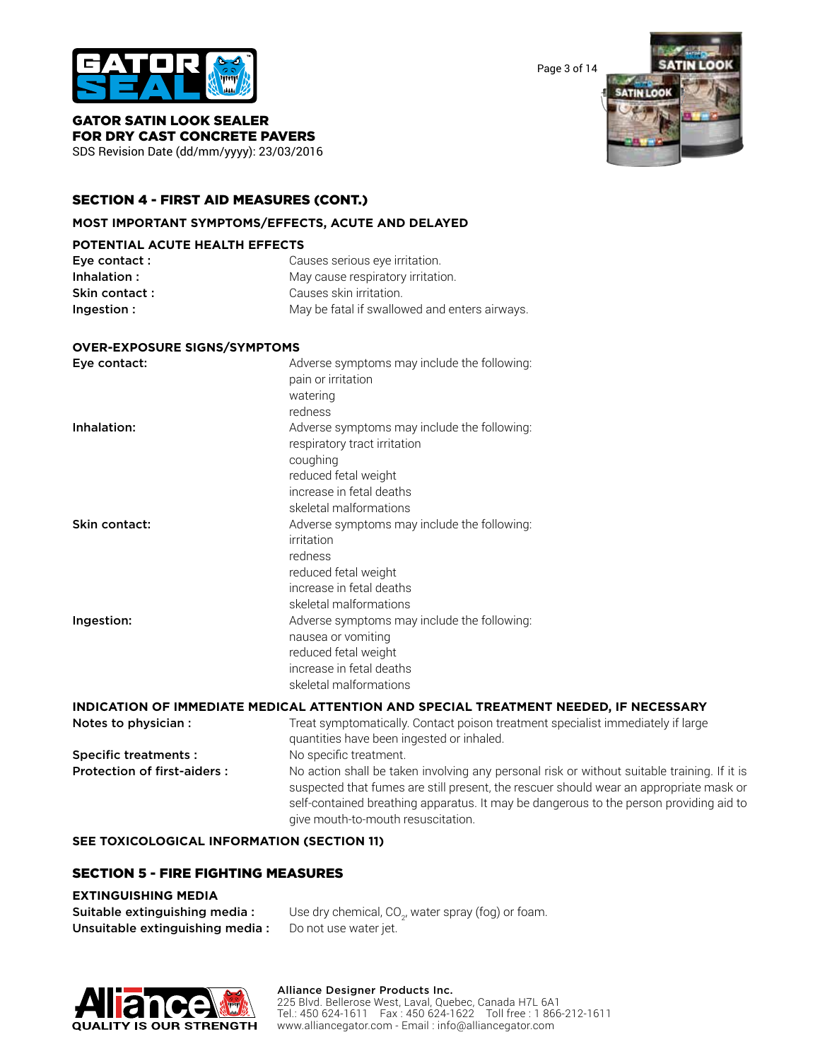## SECTION 4 - FIRST AID MEASURES (CONT.)

### MOST IMPORTANT SYMPTOMS/EFFECTS, ACUTE AND DELAYED

#### POTENTIAL ACUTE HEALTH EFFECTS

| | |
|---|---|
| **Eye contact :** | Causes serious eye irritation. |
| **Inhalation :** | May cause respiratory irritation. |
| **Skin contact :** | Causes skin irritation. |
| **Ingestion :** | May be fatal if swallowed and enters airways. |

#### OVER-EXPOSURE SIGNS/SYMPTOMS

**Eye contact:** Adverse symptoms may include the following:
pain or irritation
watering
redness

**Inhalation:** Adverse symptoms may include the following:
respiratory tract irritation
coughing
reduced fetal weight
increase in fetal deaths
skeletal malformations

**Skin contact:** Adverse symptoms may include the following:
irritation
redness
reduced fetal weight
increase in fetal deaths
skeletal malformations

**Ingestion:** Adverse symptoms may include the following:
nausea or vomiting
reduced fetal weight
increase in fetal deaths
skeletal malformations

### INDICATION OF IMMEDIATE MEDICAL ATTENTION AND SPECIAL TREATMENT NEEDED, IF NECESSARY

**Notes to physician :** Treat symptomatically. Contact poison treatment specialist immediately if large quantities have been ingested or inhaled.

**Specific treatments :** No specific treatment.

**Protection of first-aiders :** No action shall be taken involving any personal risk or without suitable training. If it is suspected that fumes are still present, the rescuer should wear an appropriate mask or self-contained breathing apparatus. It may be dangerous to the person providing aid to give mouth-to-mouth resuscitation.

**SEE TOXICOLOGICAL INFORMATION (SECTION 11)**

## SECTION 5 - FIRE FIGHTING MEASURES

### EXTINGUISHING MEDIA

**Suitable extinguishing media :** Use dry chemical, $CO_2$, water spray (fog) or foam.

**Unsuitable extinguishing media :** Do not use water jet.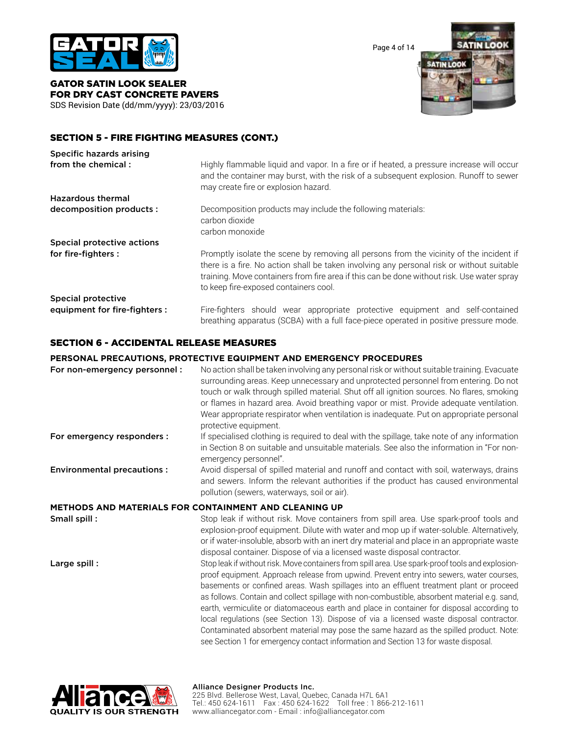## SECTION 5 - FIRE FIGHTING MEASURES (CONT.)

**Specific hazards arising from the chemical :** Highly flammable liquid and vapor. In a fire or if heated, a pressure increase will occur and the container may burst, with the risk of a subsequent explosion. Runoff to sewer may create fire or explosion hazard.

**Hazardous thermal decomposition products :** Decomposition products may include the following materials:
carbon dioxide
carbon monoxide

**Special protective actions for fire-fighters :** Promptly isolate the scene by removing all persons from the vicinity of the incident if there is a fire. No action shall be taken involving any personal risk or without suitable training. Move containers from fire area if this can be done without risk. Use water spray to keep fire-exposed containers cool.

**Special protective equipment for fire-fighters :** Fire-fighters should wear appropriate protective equipment and self-contained breathing apparatus (SCBA) with a full face-piece operated in positive pressure mode.

## SECTION 6 - ACCIDENTAL RELEASE MEASURES

### PERSONAL PRECAUTIONS, PROTECTIVE EQUIPMENT AND EMERGENCY PROCEDURES

**For non-emergency personnel :** No action shall be taken involving any personal risk or without suitable training. Evacuate surrounding areas. Keep unnecessary and unprotected personnel from entering. Do not touch or walk through spilled material. Shut off all ignition sources. No flares, smoking or flames in hazard area. Avoid breathing vapor or mist. Provide adequate ventilation. Wear appropriate respirator when ventilation is inadequate. Put on appropriate personal protective equipment.

**For emergency responders :** If specialised clothing is required to deal with the spillage, take note of any information in Section 8 on suitable and unsuitable materials. See also the information in "For non-emergency personnel".

**Environmental precautions :** Avoid dispersal of spilled material and runoff and contact with soil, waterways, drains and sewers. Inform the relevant authorities if the product has caused environmental pollution (sewers, waterways, soil or air).

### METHODS AND MATERIALS FOR CONTAINMENT AND CLEANING UP

**Small spill :** Stop leak if without risk. Move containers from spill area. Use spark-proof tools and explosion-proof equipment. Dilute with water and mop up if water-soluble. Alternatively, or if water-insoluble, absorb with an inert dry material and place in an appropriate waste disposal container. Dispose of via a licensed waste disposal contractor.

**Large spill :** Stop leak if without risk. Move containers from spill area. Use spark-proof tools and explosion-proof equipment. Approach release from upwind. Prevent entry into sewers, water courses, basements or confined areas. Wash spillages into an effluent treatment plant or proceed as follows. Contain and collect spillage with non-combustible, absorbent material e.g. sand, earth, vermiculite or diatomaceous earth and place in container for disposal according to local regulations (see Section 13). Dispose of via a licensed waste disposal contractor. Contaminated absorbent material may pose the same hazard as the spilled product. Note: see Section 1 for emergency contact information and Section 13 for waste disposal.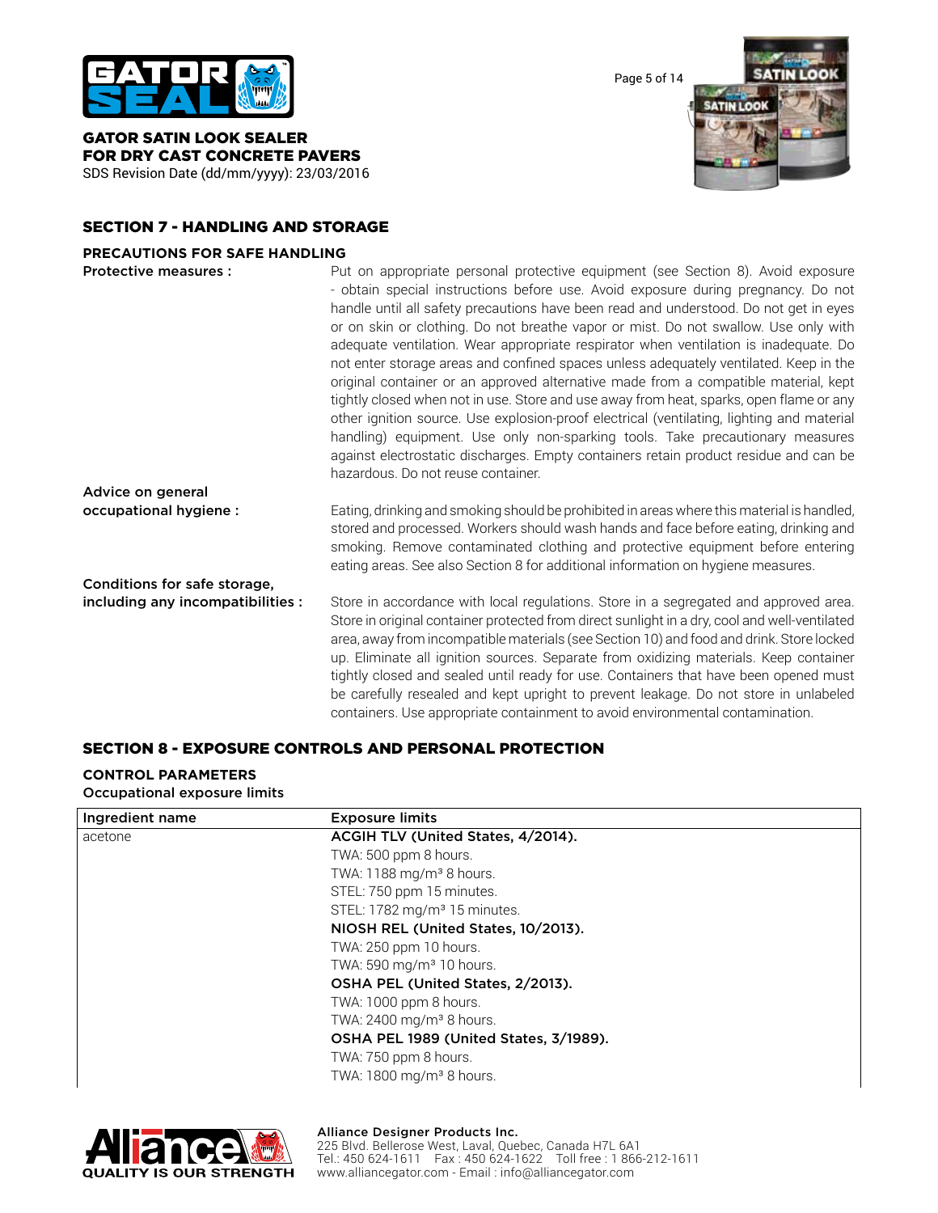## SECTION 7 - HANDLING AND STORAGE

### PRECAUTIONS FOR SAFE HANDLING

**Protective measures :** Put on appropriate personal protective equipment (see Section 8). Avoid exposure - obtain special instructions before use. Avoid exposure during pregnancy. Do not handle until all safety precautions have been read and understood. Do not get in eyes or on skin or clothing. Do not breathe vapor or mist. Do not swallow. Use only with adequate ventilation. Wear appropriate respirator when ventilation is inadequate. Do not enter storage areas and confined spaces unless adequately ventilated. Keep in the original container or an approved alternative made from a compatible material, kept tightly closed when not in use. Store and use away from heat, sparks, open flame or any other ignition source. Use explosion-proof electrical (ventilating, lighting and material handling) equipment. Use only non-sparking tools. Take precautionary measures against electrostatic discharges. Empty containers retain product residue and can be hazardous. Do not reuse container.

**Advice on general occupational hygiene :** Eating, drinking and smoking should be prohibited in areas where this material is handled, stored and processed. Workers should wash hands and face before eating, drinking and smoking. Remove contaminated clothing and protective equipment before entering eating areas. See also Section 8 for additional information on hygiene measures.

**Conditions for safe storage, including any incompatibilities :** Store in accordance with local regulations. Store in a segregated and approved area. Store in original container protected from direct sunlight in a dry, cool and well-ventilated area, away from incompatible materials (see Section 10) and food and drink. Store locked up. Eliminate all ignition sources. Separate from oxidizing materials. Keep container tightly closed and sealed until ready for use. Containers that have been opened must be carefully resealed and kept upright to prevent leakage. Do not store in unlabeled containers. Use appropriate containment to avoid environmental contamination.

## SECTION 8 - EXPOSURE CONTROLS AND PERSONAL PROTECTION

### CONTROL PARAMETERS

**Occupational exposure limits**

| Ingredient name | Exposure limits |
|---|---|
| acetone | **ACGIH TLV (United States, 4/2014).** |
| | TWA: 500 ppm 8 hours. |
| | TWA: 1188 mg/m³ 8 hours. |
| | STEL: 750 ppm 15 minutes. |
| | STEL: 1782 mg/m³ 15 minutes. |
| | **NIOSH REL (United States, 10/2013).** |
| | TWA: 250 ppm 10 hours. |
| | TWA: 590 mg/m³ 10 hours. |
| | **OSHA PEL (United States, 2/2013).** |
| | TWA: 1000 ppm 8 hours. |
| | TWA: 2400 mg/m³ 8 hours. |
| | **OSHA PEL 1989 (United States, 3/1989).** |
| | TWA: 750 ppm 8 hours. |
| | TWA: 1800 mg/m³ 8 hours. |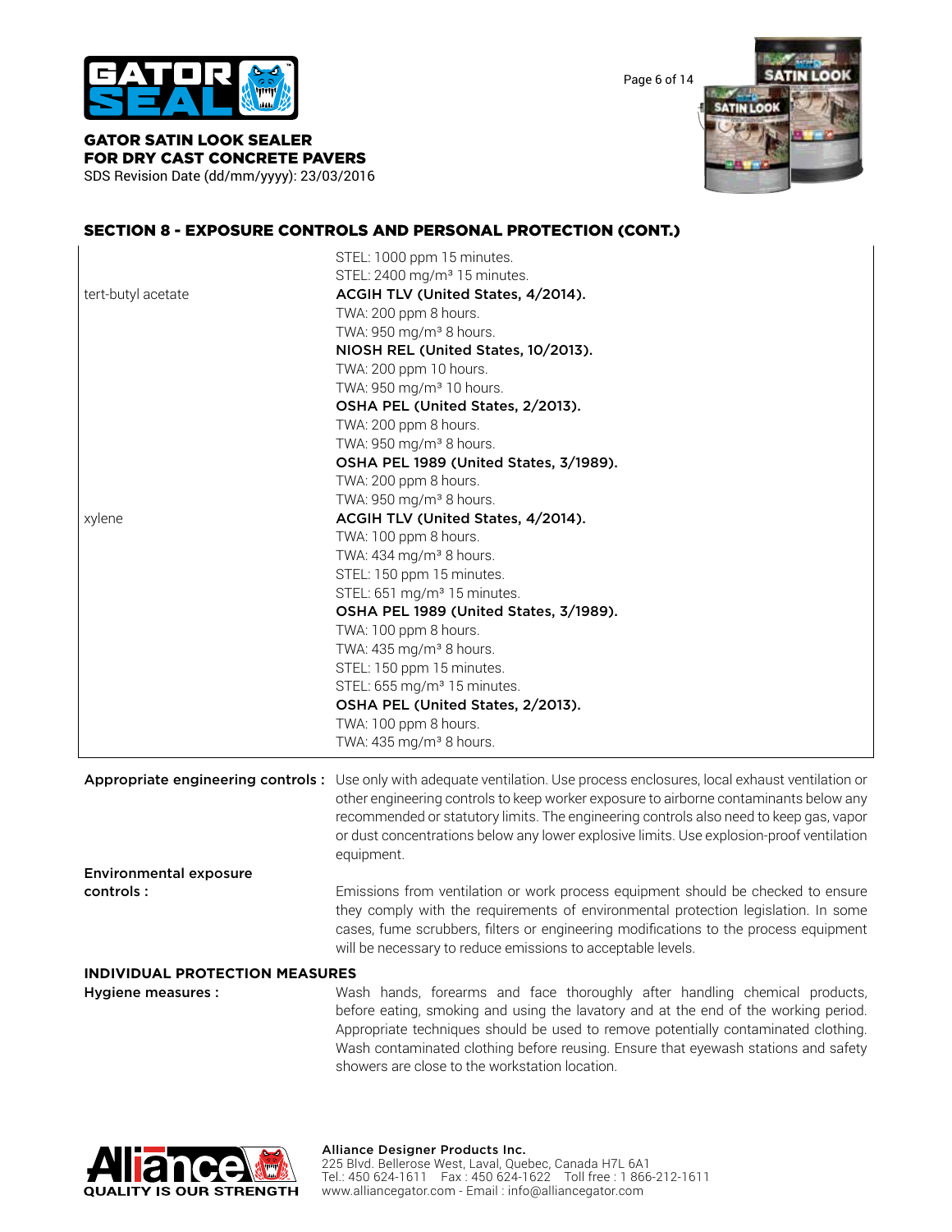## SECTION 8 - EXPOSURE CONTROLS AND PERSONAL PROTECTION (CONT.)

| | |
|---|---|
| | STEL: 1000 ppm 15 minutes.<br>STEL: 2400 mg/m³ 15 minutes. |
| tert-butyl acetate | **ACGIH TLV (United States, 4/2014).**<br>TWA: 200 ppm 8 hours.<br>TWA: 950 mg/m³ 8 hours.<br>**NIOSH REL (United States, 10/2013).**<br>TWA: 200 ppm 10 hours.<br>TWA: 950 mg/m³ 10 hours.<br>**OSHA PEL (United States, 2/2013).**<br>TWA: 200 ppm 8 hours.<br>TWA: 950 mg/m³ 8 hours.<br>**OSHA PEL 1989 (United States, 3/1989).**<br>TWA: 200 ppm 8 hours.<br>TWA: 950 mg/m³ 8 hours. |
| xylene | **ACGIH TLV (United States, 4/2014).**<br>TWA: 100 ppm 8 hours.<br>TWA: 434 mg/m³ 8 hours.<br>STEL: 150 ppm 15 minutes.<br>STEL: 651 mg/m³ 15 minutes.<br>**OSHA PEL 1989 (United States, 3/1989).**<br>TWA: 100 ppm 8 hours.<br>TWA: 435 mg/m³ 8 hours.<br>STEL: 150 ppm 15 minutes.<br>STEL: 655 mg/m³ 15 minutes.<br>**OSHA PEL (United States, 2/2013).**<br>TWA: 100 ppm 8 hours.<br>TWA: 435 mg/m³ 8 hours. |

**Appropriate engineering controls :** Use only with adequate ventilation. Use process enclosures, local exhaust ventilation or other engineering controls to keep worker exposure to airborne contaminants below any recommended or statutory limits. The engineering controls also need to keep gas, vapor or dust concentrations below any lower explosive limits. Use explosion-proof ventilation equipment.

**Environmental exposure controls :** Emissions from ventilation or work process equipment should be checked to ensure they comply with the requirements of environmental protection legislation. In some cases, fume scrubbers, filters or engineering modifications to the process equipment will be necessary to reduce emissions to acceptable levels.

### INDIVIDUAL PROTECTION MEASURES

**Hygiene measures :** Wash hands, forearms and face thoroughly after handling chemical products, before eating, smoking and using the lavatory and at the end of the working period. Appropriate techniques should be used to remove potentially contaminated clothing. Wash contaminated clothing before reusing. Ensure that eyewash stations and safety showers are close to the workstation location.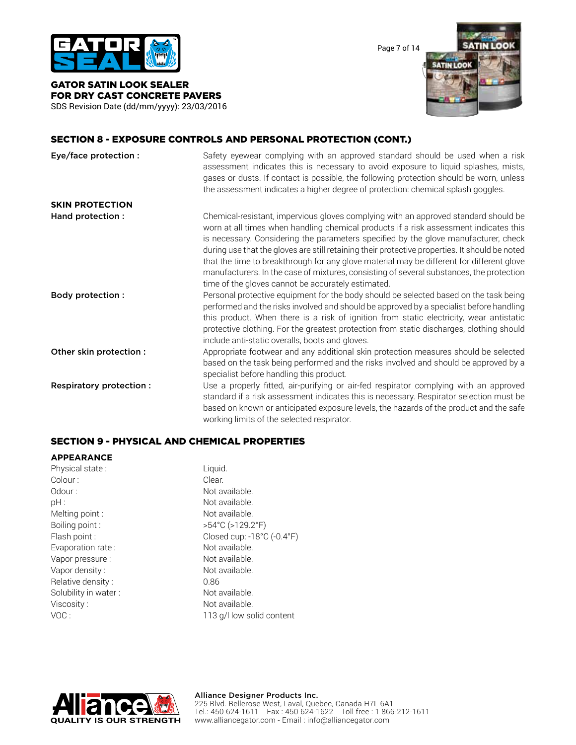## SECTION 8 - EXPOSURE CONTROLS AND PERSONAL PROTECTION (CONT.)

| | |
|---|---|
| **Eye/face protection :** | Safety eyewear complying with an approved standard should be used when a risk assessment indicates this is necessary to avoid exposure to liquid splashes, mists, gases or dusts. If contact is possible, the following protection should be worn, unless the assessment indicates a higher degree of protection: chemical splash goggles. |
| **SKIN PROTECTION** | |
| **Hand protection :** | Chemical-resistant, impervious gloves complying with an approved standard should be worn at all times when handling chemical products if a risk assessment indicates this is necessary. Considering the parameters specified by the glove manufacturer, check during use that the gloves are still retaining their protective properties. It should be noted that the time to breakthrough for any glove material may be different for different glove manufacturers. In the case of mixtures, consisting of several substances, the protection time of the gloves cannot be accurately estimated. |
| **Body protection :** | Personal protective equipment for the body should be selected based on the task being performed and the risks involved and should be approved by a specialist before handling this product. When there is a risk of ignition from static electricity, wear antistatic protective clothing. For the greatest protection from static discharges, clothing should include anti-static overalls, boots and gloves. |
| **Other skin protection :** | Appropriate footwear and any additional skin protection measures should be selected based on the task being performed and the risks involved and should be approved by a specialist before handling this product. |
| **Respiratory protection :** | Use a properly fitted, air-purifying or air-fed respirator complying with an approved standard if a risk assessment indicates this is necessary. Respirator selection must be based on known or anticipated exposure levels, the hazards of the product and the safe working limits of the selected respirator. |

## SECTION 9 - PHYSICAL AND CHEMICAL PROPERTIES

**APPEARANCE**

| | |
|---|---|
| Physical state : | Liquid. |
| Colour : | Clear. |
| Odour : | Not available. |
| pH : | Not available. |
| Melting point : | Not available. |
| Boiling point : | >54°C (>129.2°F) |
| Flash point : | Closed cup: -18°C (-0.4°F) |
| Evaporation rate : | Not available. |
| Vapor pressure : | Not available. |
| Vapor density : | Not available. |
| Relative density : | 0.86 |
| Solubility in water : | Not available. |
| Viscosity : | Not available. |
| VOC : | 113 g/l low solid content |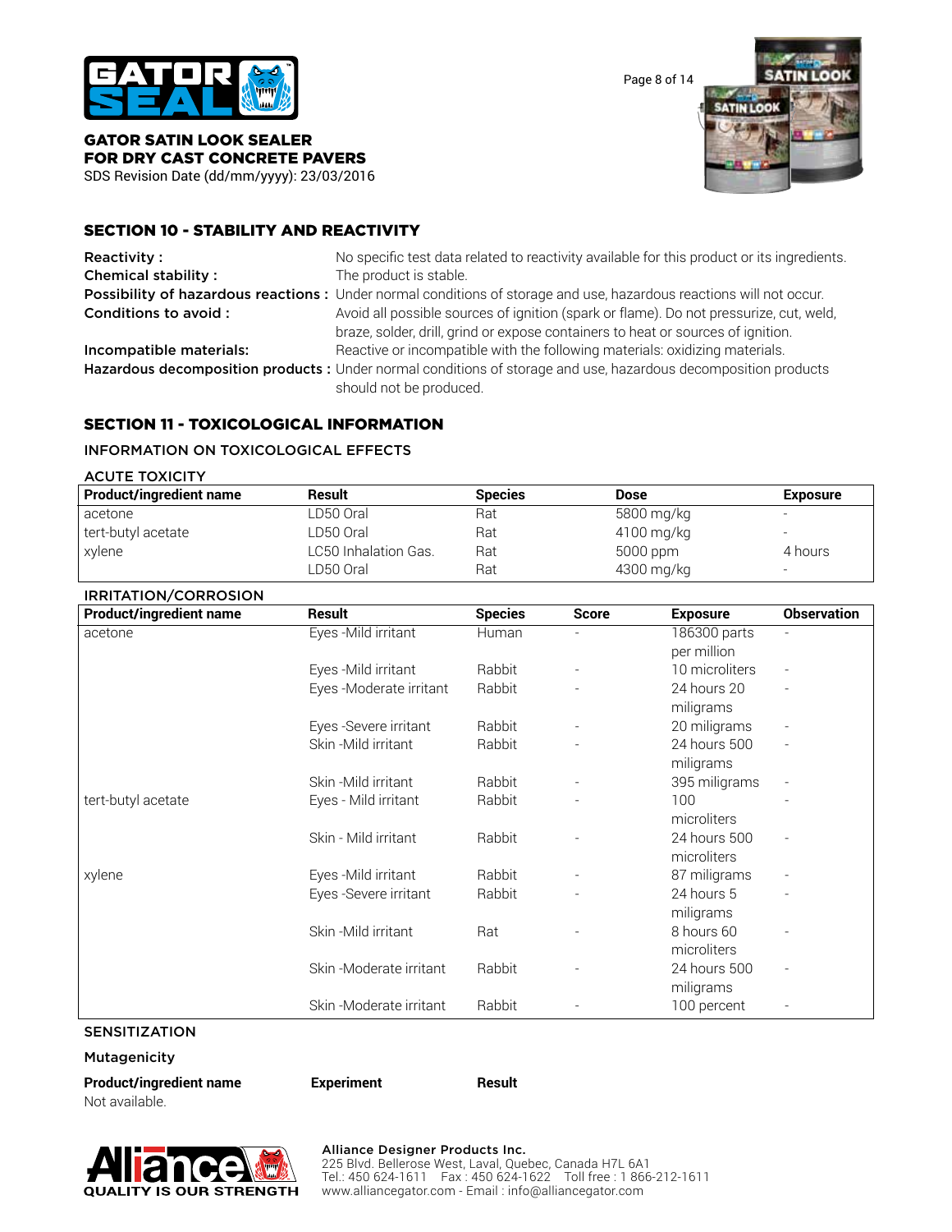## SECTION 10 - STABILITY AND REACTIVITY

**Reactivity :** No specific test data related to reactivity available for this product or its ingredients.

**Chemical stability :** The product is stable.

**Possibility of hazardous reactions :** Under normal conditions of storage and use, hazardous reactions will not occur.

**Conditions to avoid :** Avoid all possible sources of ignition (spark or flame). Do not pressurize, cut, weld, braze, solder, drill, grind or expose containers to heat or sources of ignition.

**Incompatible materials:** Reactive or incompatible with the following materials: oxidizing materials.

**Hazardous decomposition products :** Under normal conditions of storage and use, hazardous decomposition products should not be produced.

## SECTION 11 - TOXICOLOGICAL INFORMATION

### INFORMATION ON TOXICOLOGICAL EFFECTS

#### ACUTE TOXICITY

| Product/ingredient name | Result | Species | Dose | Exposure |
|---|---|---|---|---|
| acetone | LD50 Oral | Rat | 5800 mg/kg | - |
| tert-butyl acetate | LD50 Oral | Rat | 4100 mg/kg | - |
| xylene | LC50 Inhalation Gas. | Rat | 5000 ppm | 4 hours |
| | LD50 Oral | Rat | 4300 mg/kg | - |

#### IRRITATION/CORROSION

| Product/ingredient name | Result | Species | Score | Exposure | Observation |
|---|---|---|---|---|---|
| acetone | Eyes -Mild irritant | Human | - | 186300 parts per million | - |
| | Eyes -Mild irritant | Rabbit | - | 10 microliters | - |
| | Eyes -Moderate irritant | Rabbit | - | 24 hours 20 miligrams | - |
| | Eyes -Severe irritant | Rabbit | - | 20 miligrams | - |
| | Skin -Mild irritant | Rabbit | - | 24 hours 500 miligrams | - |
| | Skin -Mild irritant | Rabbit | - | 395 miligrams | - |
| tert-butyl acetate | Eyes - Mild irritant | Rabbit | - | 100 microliters | - |
| | Skin - Mild irritant | Rabbit | - | 24 hours 500 microliters | - |
| xylene | Eyes -Mild irritant | Rabbit | - | 87 miligrams | - |
| | Eyes -Severe irritant | Rabbit | - | 24 hours 5 miligrams | - |
| | Skin -Mild irritant | Rat | - | 8 hours 60 microliters | - |
| | Skin -Moderate irritant | Rabbit | - | 24 hours 500 miligrams | - |
| | Skin -Moderate irritant | Rabbit | - | 100 percent | - |

#### SENSITIZATION

#### Mutagenicity

| Product/ingredient name | Experiment | Result |
|---|---|---|
| Not available. | | |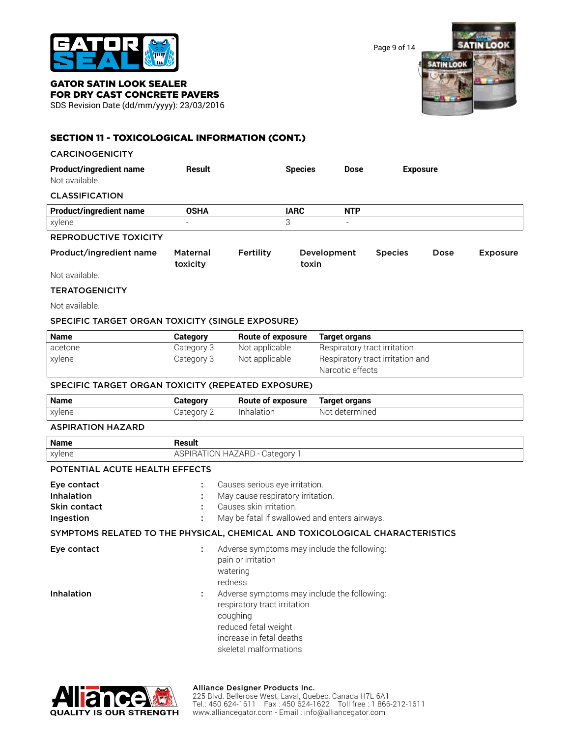GATOR SATIN LOOK SEALER
FOR DRY CAST CONCRETE PAVERS
SDS Revision Date (dd/mm/yyyy): 23/03/2016

## SECTION 11 - TOXICOLOGICAL INFORMATION (CONT.)

### CARCINOGENICITY

| Product/ingredient name | Result | Species | Dose | Exposure |
|---|---|---|---|---|
| Not available. | | | | |

### CLASSIFICATION

| Product/ingredient name | OSHA | IARC | NTP |
|---|---|---|---|
| xylene | - | 3 | - |

### REPRODUCTIVE TOXICITY

| Product/ingredient name | Maternal toxicity | Fertility | Development toxin | Species | Dose | Exposure |
|---|---|---|---|---|---|---|
| Not available. | | | | | | |

### TERATOGENICITY

Not available.

### SPECIFIC TARGET ORGAN TOXICITY (SINGLE EXPOSURE)

| Name | Category | Route of exposure | Target organs |
|---|---|---|---|
| acetone | Category 3 | Not applicable | Respiratory tract irritation |
| xylene | Category 3 | Not applicable | Respiratory tract irritation and Narcotic effects |

### SPECIFIC TARGET ORGAN TOXICITY (REPEATED EXPOSURE)

| Name | Category | Route of exposure | Target organs |
|---|---|---|---|
| xylene | Category 2 | Inhalation | Not determined |

### ASPIRATION HAZARD

| Name | Result |
|---|---|
| xylene | ASPIRATION HAZARD - Category 1 |

### POTENTIAL ACUTE HEALTH EFFECTS

**Eye contact** : Causes serious eye irritation.
**Inhalation** : May cause respiratory irritation.
**Skin contact** : Causes skin irritation.
**Ingestion** : May be fatal if swallowed and enters airways.

### SYMPTOMS RELATED TO THE PHYSICAL, CHEMICAL AND TOXICOLOGICAL CHARACTERISTICS

**Eye contact** : Adverse symptoms may include the following:
pain or irritation
watering
redness

**Inhalation** : Adverse symptoms may include the following:
respiratory tract irritation
coughing
reduced fetal weight
increase in fetal deaths
skeletal malformations

Alliance Designer Products Inc.
225 Blvd. Bellerose West, Laval, Quebec, Canada H7L 6A1
Tel.: 450 624-1611 Fax : 450 624-1622 Toll free : 1 866-212-1611
www.alliancegator.com - Email : info@alliancegator.com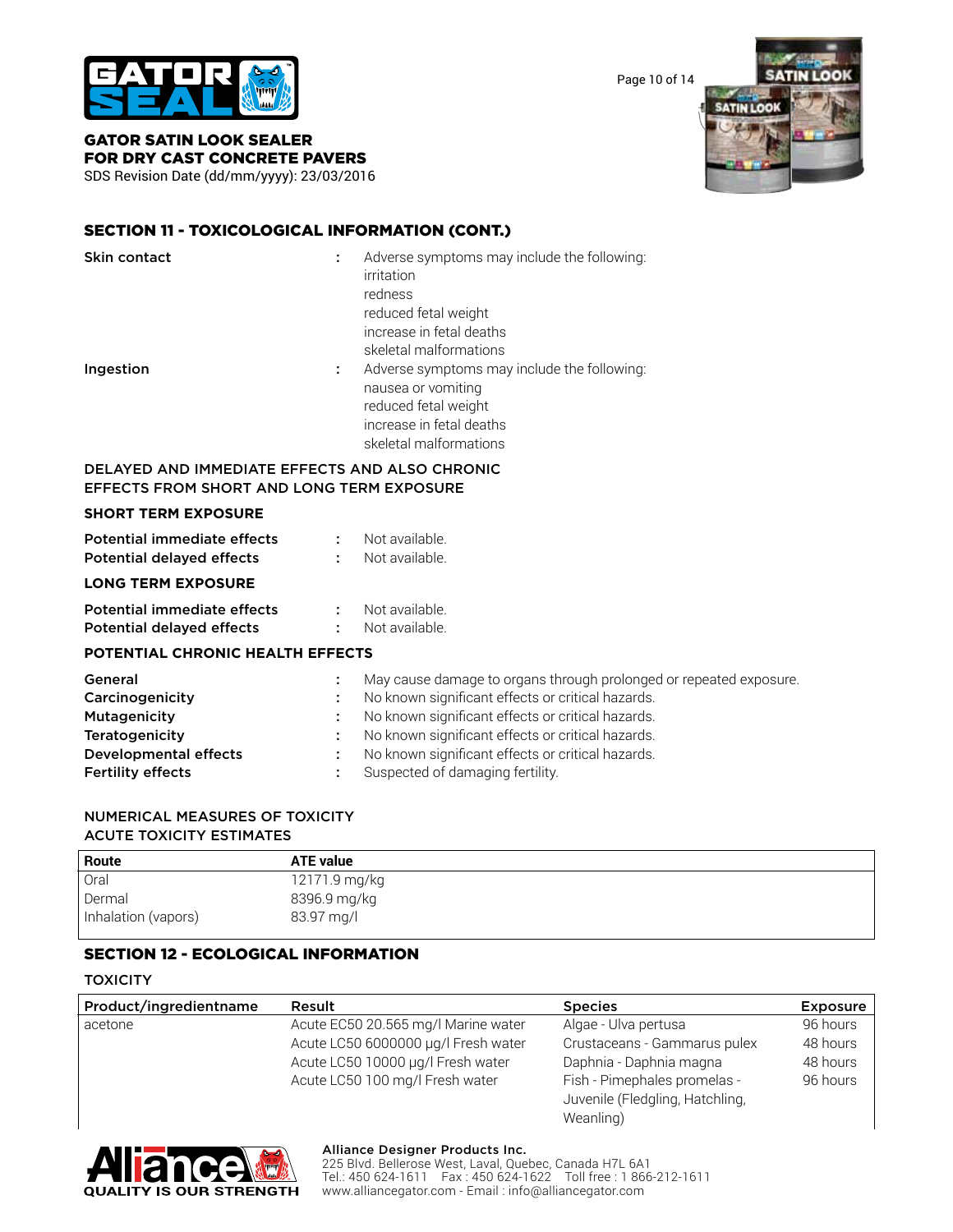## SECTION 11 - TOXICOLOGICAL INFORMATION (CONT.)

**Skin contact** : Adverse symptoms may include the following:
irritation
redness
reduced fetal weight
increase in fetal deaths
skeletal malformations

**Ingestion** : Adverse symptoms may include the following:
nausea or vomiting
reduced fetal weight
increase in fetal deaths
skeletal malformations

### DELAYED AND IMMEDIATE EFFECTS AND ALSO CHRONIC EFFECTS FROM SHORT AND LONG TERM EXPOSURE

**SHORT TERM EXPOSURE**

**Potential immediate effects** : Not available.
**Potential delayed effects** : Not available.

**LONG TERM EXPOSURE**

**Potential immediate effects** : Not available.
**Potential delayed effects** : Not available.

**POTENTIAL CHRONIC HEALTH EFFECTS**

**General** : May cause damage to organs through prolonged or repeated exposure.
**Carcinogenicity** : No known significant effects or critical hazards.
**Mutagenicity** : No known significant effects or critical hazards.
**Teratogenicity** : No known significant effects or critical hazards.
**Developmental effects** : No known significant effects or critical hazards.
**Fertility effects** : Suspected of damaging fertility.

### NUMERICAL MEASURES OF TOXICITY
### ACUTE TOXICITY ESTIMATES

| Route | ATE value |
|---|---|
| Oral | 12171.9 mg/kg |
| Dermal | 8396.9 mg/kg |
| Inhalation (vapors) | 83.97 mg/l |

## SECTION 12 - ECOLOGICAL INFORMATION

### TOXICITY

| Product/ingredientname | Result | Species | Exposure |
|---|---|---|---|
| acetone | Acute EC50 20.565 mg/l Marine water | Algae - Ulva pertusa | 96 hours |
| | Acute LC50 6000000 µg/l Fresh water | Crustaceans - Gammarus pulex | 48 hours |
| | Acute LC50 10000 µg/l Fresh water | Daphnia - Daphnia magna | 48 hours |
| | Acute LC50 100 mg/l Fresh water | Fish - Pimephales promelas - Juvenile (Fledgling, Hatchling, Weanling) | 96 hours |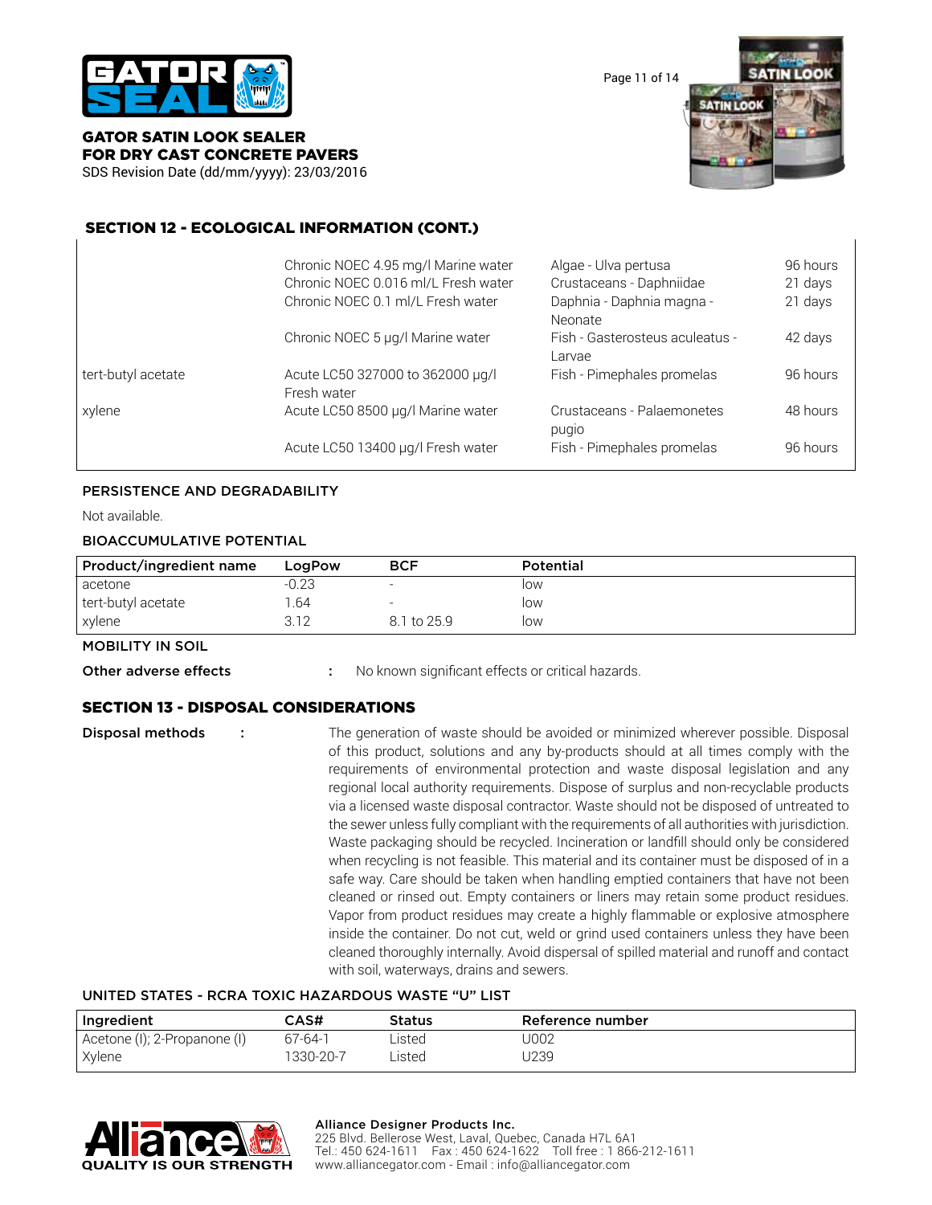## SECTION 12 - ECOLOGICAL INFORMATION (CONT.)

| | | | |
|---|---|---|---|
| | Chronic NOEC 4.95 mg/l Marine water | Algae - Ulva pertusa | 96 hours |
| | Chronic NOEC 0.016 ml/L Fresh water | Crustaceans - Daphniidae | 21 days |
| | Chronic NOEC 0.1 ml/L Fresh water | Daphnia - Daphnia magna - Neonate | 21 days |
| | Chronic NOEC 5 µg/l Marine water | Fish - Gasterosteus aculeatus - Larvae | 42 days |
| tert-butyl acetate | Acute LC50 327000 to 362000 µg/l Fresh water | Fish - Pimephales promelas | 96 hours |
| xylene | Acute LC50 8500 µg/l Marine water | Crustaceans - Palaemonetes pugio | 48 hours |
| | Acute LC50 13400 µg/l Fresh water | Fish - Pimephales promelas | 96 hours |

### PERSISTENCE AND DEGRADABILITY

Not available.

### BIOACCUMULATIVE POTENTIAL

| Product/ingredient name | LogPow | BCF | Potential |
|---|---|---|---|
| acetone | -0.23 | - | low |
| tert-butyl acetate | 1.64 | - | low |
| xylene | 3.12 | 8.1 to 25.9 | low |

### MOBILITY IN SOIL

**Other adverse effects** : No known significant effects or critical hazards.

## SECTION 13 - DISPOSAL CONSIDERATIONS

**Disposal methods** : The generation of waste should be avoided or minimized wherever possible. Disposal of this product, solutions and any by-products should at all times comply with the requirements of environmental protection and waste disposal legislation and any regional local authority requirements. Dispose of surplus and non-recyclable products via a licensed waste disposal contractor. Waste should not be disposed of untreated to the sewer unless fully compliant with the requirements of all authorities with jurisdiction. Waste packaging should be recycled. Incineration or landfill should only be considered when recycling is not feasible. This material and its container must be disposed of in a safe way. Care should be taken when handling emptied containers that have not been cleaned or rinsed out. Empty containers or liners may retain some product residues. Vapor from product residues may create a highly flammable or explosive atmosphere inside the container. Do not cut, weld or grind used containers unless they have been cleaned thoroughly internally. Avoid dispersal of spilled material and runoff and contact with soil, waterways, drains and sewers.

### UNITED STATES - RCRA TOXIC HAZARDOUS WASTE “U” LIST

| Ingredient | CAS# | Status | Reference number |
|---|---|---|---|
| Acetone (I); 2-Propanone (I) | 67-64-1 | Listed | U002 |
| Xylene | 1330-20-7 | Listed | U239 |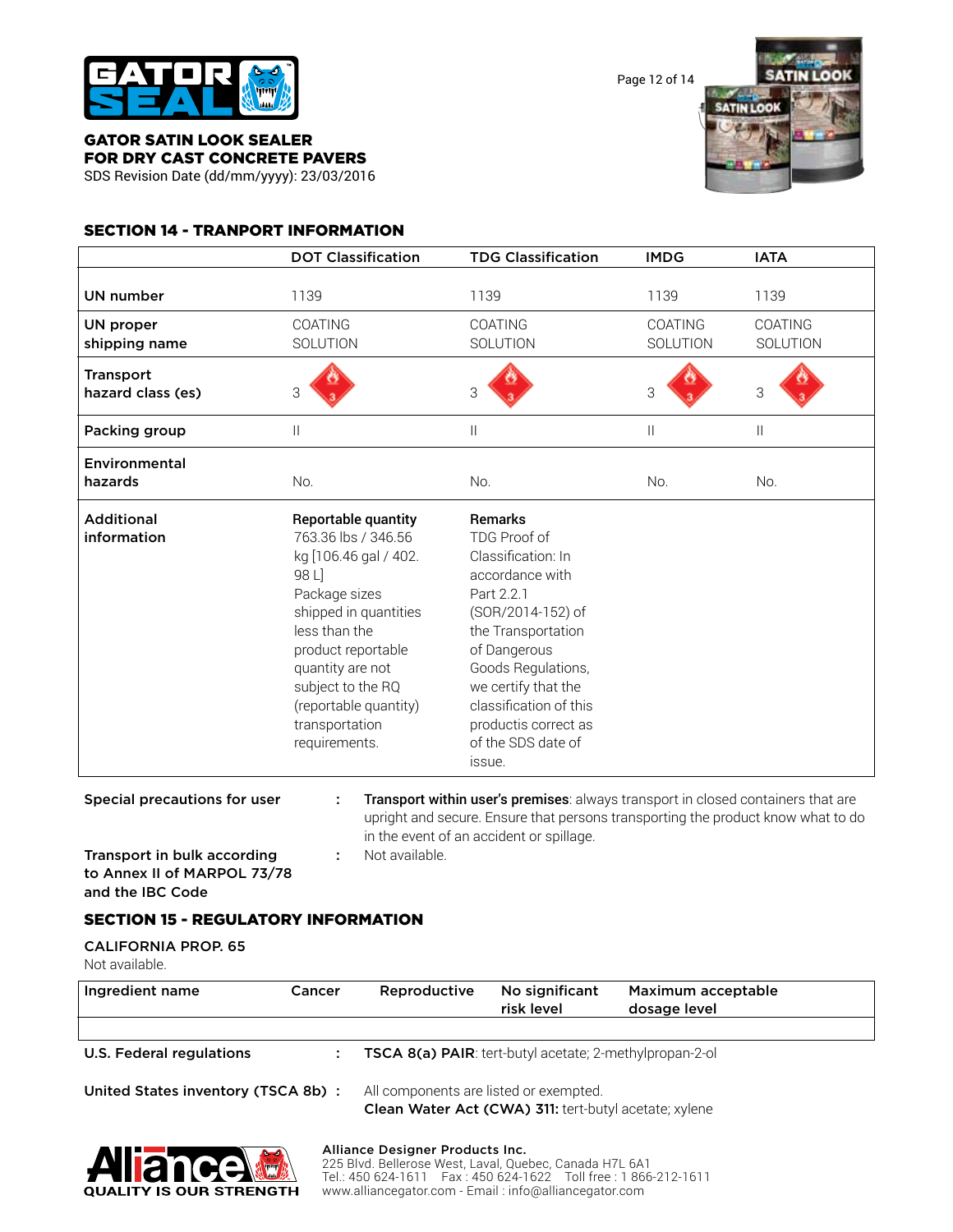**GATOR SATIN LOOK SEALER**
**FOR DRY CAST CONCRETE PAVERS**
SDS Revision Date (dd/mm/yyyy): 23/03/2016

## SECTION 14 - TRANPORT INFORMATION

| | DOT Classification | TDG Classification | IMDG | IATA |
|---|---|---|---|---|
| **UN number** | 1139 | 1139 | 1139 | 1139 |
| **UN proper shipping name** | COATING SOLUTION | COATING SOLUTION | COATING SOLUTION | COATING SOLUTION |
| **Transport hazard class (es)** | 3 | 3 | 3 | 3 |
| **Packing group** | II | II | II | II |
| **Environmental hazards** | No. | No. | No. | No. |
| **Additional information** | **Reportable quantity** 763.36 lbs / 346.56 kg [106.46 gal / 402.98 L] Package sizes shipped in quantities less than the product reportable quantity are not subject to the RQ (reportable quantity) transportation requirements. | **Remarks** TDG Proof of Classification: In accordance with Part 2.2.1 (SOR/2014-152) of the Transportation of Dangerous Goods Regulations, we certify that the classification of this productis correct as of the SDS date of issue. | | |

**Special precautions for user** : **Transport within user's premises**: always transport in closed containers that are upright and secure. Ensure that persons transporting the product know what to do in the event of an accident or spillage.

**Transport in bulk according to Annex II of MARPOL 73/78 and the IBC Code** : Not available.

## SECTION 15 - REGULATORY INFORMATION

**CALIFORNIA PROP. 65**
Not available.

| Ingredient name | Cancer | Reproductive | No significant risk level | Maximum acceptable dosage level |
|---|---|---|---|---|
| | | | | |

**U.S. Federal regulations** : **TSCA 8(a) PAIR**: tert-butyl acetate; 2-methylpropan-2-ol

**United States inventory (TSCA 8b)** : All components are listed or exempted.
**Clean Water Act (CWA) 311:** tert-butyl acetate; xylene

**Alliance Designer Products Inc.**
225 Blvd. Bellerose West, Laval, Quebec, Canada H7L 6A1
Tel.: 450 624-1611 Fax : 450 624-1622 Toll free : 1 866-212-1611
www.alliancegator.com - Email : info@alliancegator.com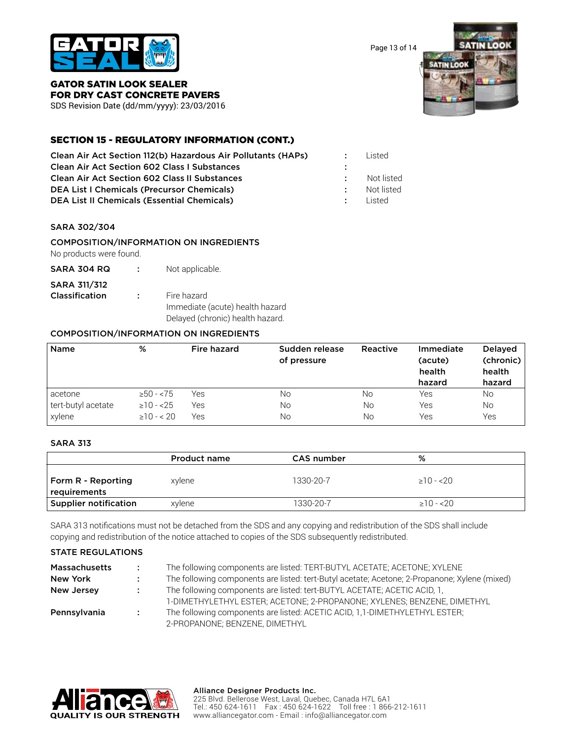## SECTION 15 - REGULATORY INFORMATION (CONT.)

| | | |
|---|---|---|
| **Clean Air Act Section 112(b) Hazardous Air Pollutants (HAPs)** | : | Listed |
| **Clean Air Act Section 602 Class I Substances** | : | |
| **Clean Air Act Section 602 Class II Substances** | : | Not listed |
| **DEA List I Chemicals (Precursor Chemicals)** | : | Not listed |
| **DEA List II Chemicals (Essential Chemicals)** | : | Listed |

### SARA 302/304

**COMPOSITION/INFORMATION ON INGREDIENTS**

No products were found.

**SARA 304 RQ** : Not applicable.

**SARA 311/312 Classification** : Fire hazard
Immediate (acute) health hazard
Delayed (chronic) health hazard.

**COMPOSITION/INFORMATION ON INGREDIENTS**

| Name | % | Fire hazard | Sudden release of pressure | Reactive | Immediate (acute) health hazard | Delayed (chronic) health hazard |
|---|---|---|---|---|---|---|
| acetone | ≥50 - <75 | Yes | No | No | Yes | No |
| tert-butyl acetate | ≥10 - <25 | Yes | No | No | Yes | No |
| xylene | ≥10 - < 20 | Yes | No | No | Yes | Yes |

### SARA 313

| | Product name | CAS number | % |
|---|---|---|---|
| **Form R - Reporting requirements** | xylene | 1330-20-7 | ≥10 - <20 |
| **Supplier notification** | xylene | 1330-20-7 | ≥10 - <20 |

SARA 313 notifications must not be detached from the SDS and any copying and redistribution of the SDS shall include copying and redistribution of the notice attached to copies of the SDS subsequently redistributed.

### STATE REGULATIONS

| | | |
|---|---|---|
| **Massachusetts** | : | The following components are listed: TERT-BUTYL ACETATE; ACETONE; XYLENE |
| **New York** | : | The following components are listed: tert-Butyl acetate; Acetone; 2-Propanone; Xylene (mixed) |
| **New Jersey** | : | The following components are listed: tert-BUTYL ACETATE; ACETIC ACID, 1, 1-DIMETHYLETHYL ESTER; ACETONE; 2-PROPANONE; XYLENES; BENZENE, DIMETHYL |
| **Pennsylvania** | : | The following components are listed: ACETIC ACID, 1,1-DIMETHYLETHYL ESTER; 2-PROPANONE; BENZENE, DIMETHYL |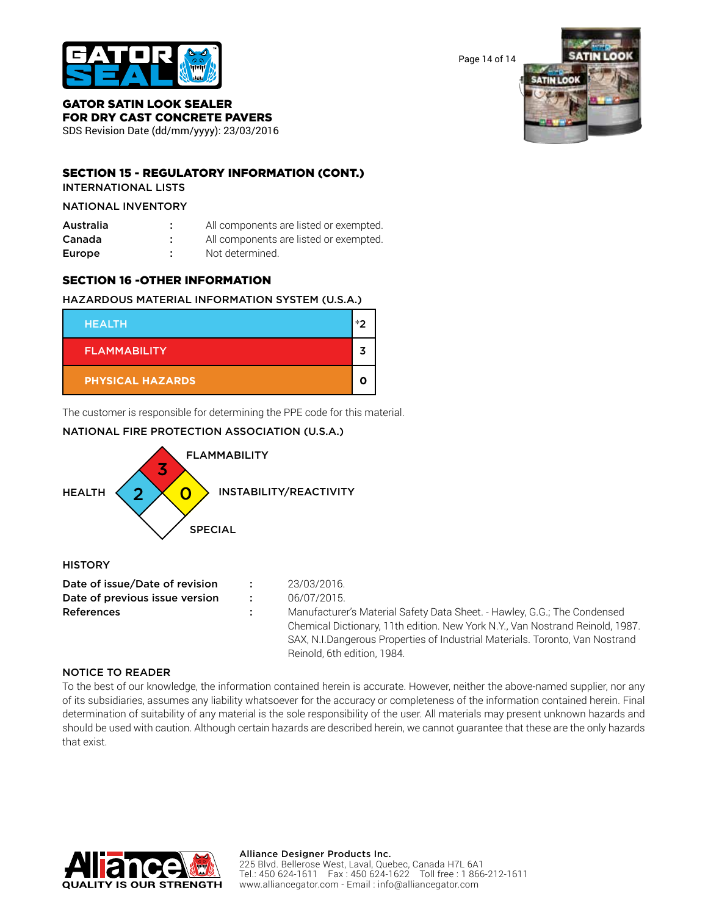## SECTION 15 - REGULATORY INFORMATION (CONT.)

INTERNATIONAL LISTS

NATIONAL INVENTORY

| | | |
|---|---|---|
| **Australia** | : | All components are listed or exempted. |
| **Canada** | : | All components are listed or exempted. |
| **Europe** | : | Not determined. |

## SECTION 16 -OTHER INFORMATION

HAZARDOUS MATERIAL INFORMATION SYSTEM (U.S.A.)

| | |
|---|---|
| HEALTH | *2 |
| FLAMMABILITY | 3 |
| PHYSICAL HAZARDS | 0 |

The customer is responsible for determining the PPE code for this material.

NATIONAL FIRE PROTECTION ASSOCIATION (U.S.A.)

FLAMMABILITY 3
HEALTH 2
INSTABILITY/REACTIVITY 0
SPECIAL

HISTORY

| | | |
|---|---|---|
| **Date of issue/Date of revision** | : | 23/03/2016. |
| **Date of previous issue version** | : | 06/07/2015. |
| **References** | : | Manufacturer's Material Safety Data Sheet. - Hawley, G.G.; The Condensed Chemical Dictionary, 11th edition. New York N.Y., Van Nostrand Reinold, 1987. SAX, N.I.Dangerous Properties of Industrial Materials. Toronto, Van Nostrand Reinold, 6th edition, 1984. |

NOTICE TO READER

To the best of our knowledge, the information contained herein is accurate. However, neither the above-named supplier, nor any of its subsidiaries, assumes any liability whatsoever for the accuracy or completeness of the information contained herein. Final determination of suitability of any material is the sole responsibility of the user. All materials may present unknown hazards and should be used with caution. Although certain hazards are described herein, we cannot guarantee that these are the only hazards that exist.